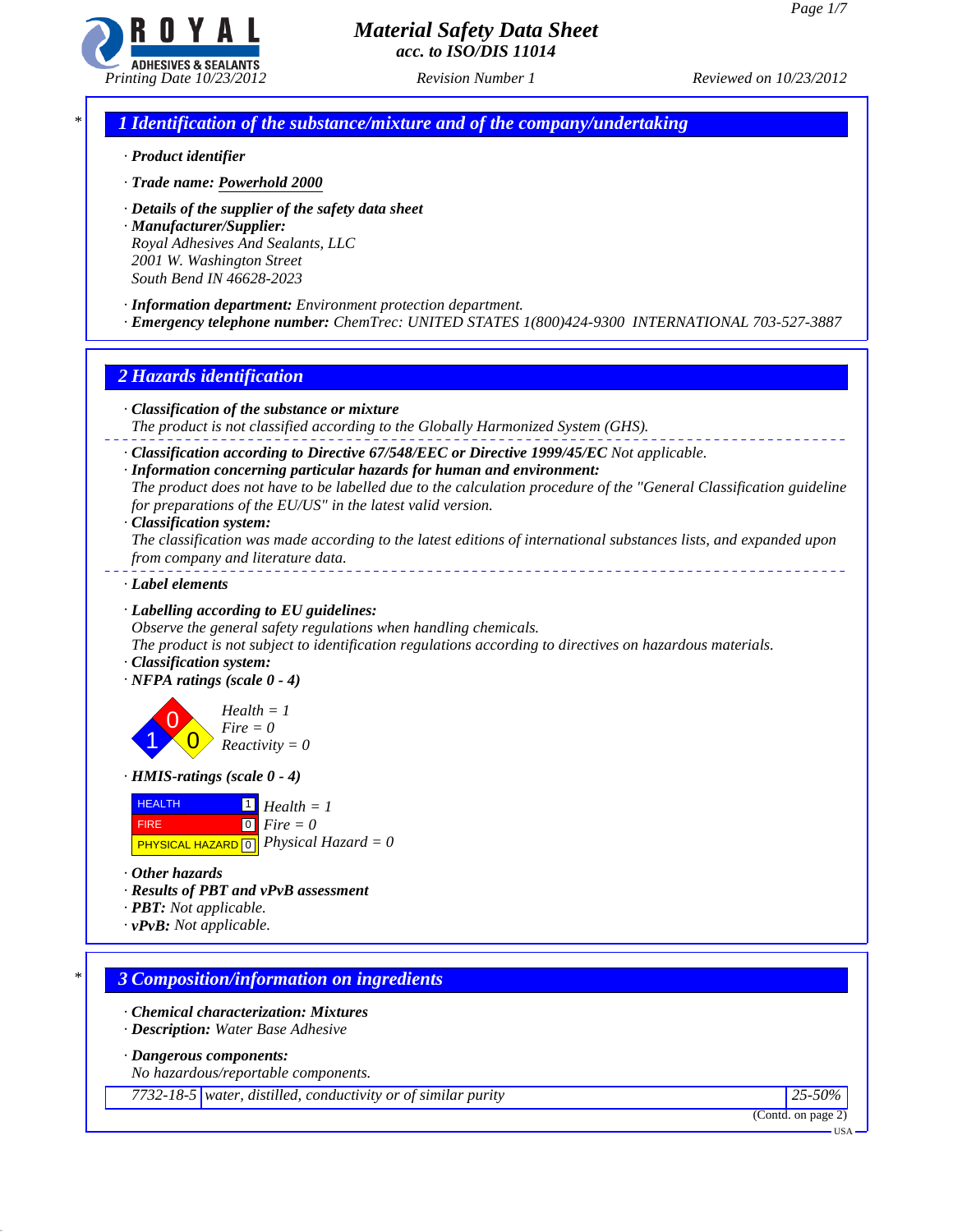# Material Safety Data Sheet
*acc. to ISO/DIS 11014*

Printing Date 10/23/2012 — Revision Number 1 — Reviewed on 10/23/2012

## 1 Identification of the substance/mixture and of the company/undertaking

· **Product identifier**

· **Trade name:** Powerhold 2000

· **Details of the supplier of the safety data sheet**
· **Manufacturer/Supplier:**
Royal Adhesives And Sealants, LLC
2001 W. Washington Street
South Bend IN 46628-2023

· **Information department:** Environment protection department.
· **Emergency telephone number:** ChemTrec: UNITED STATES 1(800)424-9300 INTERNATIONAL 703-527-3887

## 2 Hazards identification

· **Classification of the substance or mixture**
The product is not classified according to the Globally Harmonized System (GHS).

· **Classification according to Directive 67/548/EEC or Directive 1999/45/EC** Not applicable.
· **Information concerning particular hazards for human and environment:**
The product does not have to be labelled due to the calculation procedure of the "General Classification guideline for preparations of the EU/US" in the latest valid version.
· **Classification system:**
The classification was made according to the latest editions of international substances lists, and expanded upon from company and literature data.

· **Label elements**

· **Labelling according to EU guidelines:**
Observe the general safety regulations when handling chemicals.
The product is not subject to identification regulations according to directives on hazardous materials.
· **Classification system:**
· **NFPA ratings (scale 0 - 4)**

Health = 1
Fire = 0
Reactivity = 0

· **HMIS-ratings (scale 0 - 4)**

| HMIS | Rating |
|---|---|
| HEALTH | 1 |
| FIRE | 0 |
| PHYSICAL HAZARD | 0 |

Health = 1
Fire = 0
Physical Hazard = 0

· **Other hazards**
· **Results of PBT and vPvB assessment**
· **PBT:** Not applicable.
· **vPvB:** Not applicable.

## 3 Composition/information on ingredients

· **Chemical characterization: Mixtures**
· **Description:** Water Base Adhesive

· **Dangerous components:**
No hazardous/reportable components.

| CAS | Component | % |
|---|---|---|
| 7732-18-5 | water, distilled, conductivity or of similar purity | 25-50% |

(Contd. on page 2)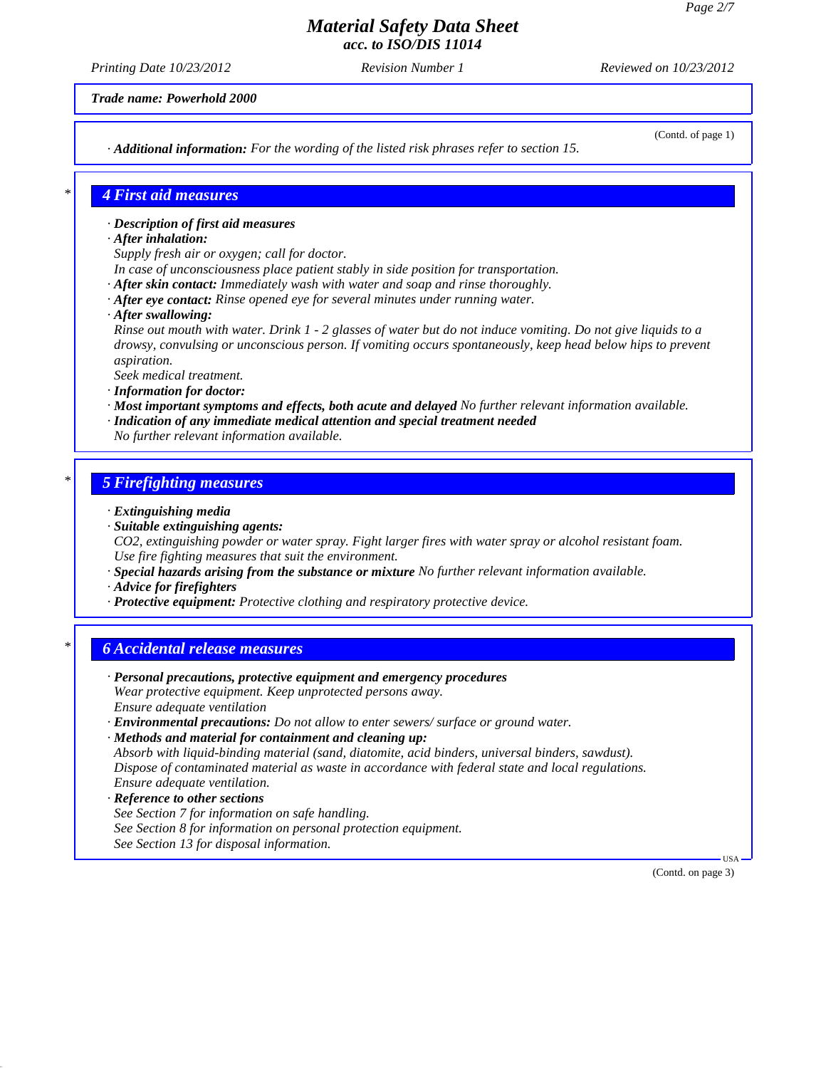*Trade name: Powerhold 2000*

(Contd. of page 1)

· **Additional information:** For the wording of the listed risk phrases refer to section 15.

## 4 First aid measures

· **Description of first aid measures**
· **After inhalation:**
Supply fresh air or oxygen; call for doctor.
In case of unconsciousness place patient stably in side position for transportation.
· **After skin contact:** Immediately wash with water and soap and rinse thoroughly.
· **After eye contact:** Rinse opened eye for several minutes under running water.
· **After swallowing:**
Rinse out mouth with water. Drink 1 - 2 glasses of water but do not induce vomiting. Do not give liquids to a drowsy, convulsing or unconscious person. If vomiting occurs spontaneously, keep head below hips to prevent aspiration.
Seek medical treatment.
· **Information for doctor:**
· **Most important symptoms and effects, both acute and delayed** No further relevant information available.
· **Indication of any immediate medical attention and special treatment needed**
No further relevant information available.

## 5 Firefighting measures

· **Extinguishing media**
· **Suitable extinguishing agents:**
$CO_2$, extinguishing powder or water spray. Fight larger fires with water spray or alcohol resistant foam.
Use fire fighting measures that suit the environment.
· **Special hazards arising from the substance or mixture** No further relevant information available.
· **Advice for firefighters**
· **Protective equipment:** Protective clothing and respiratory protective device.

## 6 Accidental release measures

· **Personal precautions, protective equipment and emergency procedures**
Wear protective equipment. Keep unprotected persons away.
Ensure adequate ventilation
· **Environmental precautions:** Do not allow to enter sewers/ surface or ground water.
· **Methods and material for containment and cleaning up:**
Absorb with liquid-binding material (sand, diatomite, acid binders, universal binders, sawdust).
Dispose of contaminated material as waste in accordance with federal state and local regulations.
Ensure adequate ventilation.
· **Reference to other sections**
See Section 7 for information on safe handling.
See Section 8 for information on personal protection equipment.
See Section 13 for disposal information.

(Contd. on page 3)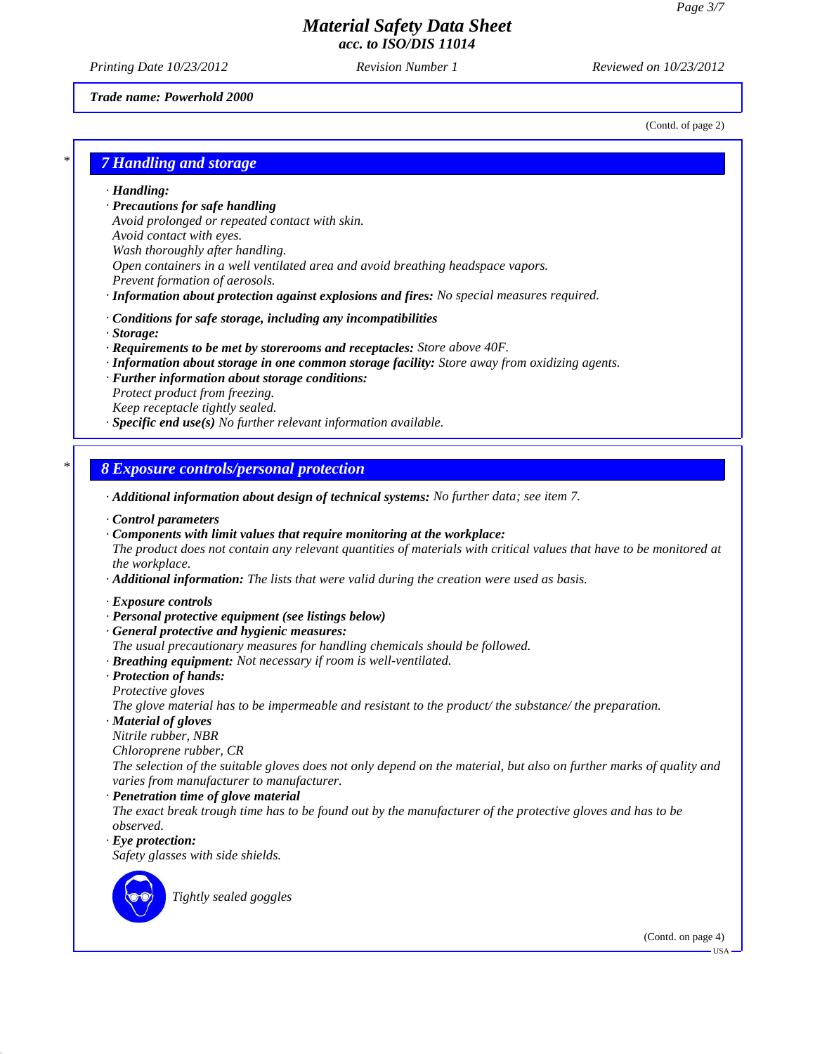**Trade name: Powerhold 2000**

(Contd. of page 2)

## 7 Handling and storage

- **Handling:**
- **Precautions for safe handling**
  Avoid prolonged or repeated contact with skin.
  Avoid contact with eyes.
  Wash thoroughly after handling.
  Open containers in a well ventilated area and avoid breathing headspace vapors.
  Prevent formation of aerosols.
- **Information about protection against explosions and fires:** No special measures required.
- **Conditions for safe storage, including any incompatibilities**
- **Storage:**
- **Requirements to be met by storerooms and receptacles:** Store above 40F.
- **Information about storage in one common storage facility:** Store away from oxidizing agents.
- **Further information about storage conditions:**
  Protect product from freezing.
  Keep receptacle tightly sealed.
- **Specific end use(s)** No further relevant information available.

## 8 Exposure controls/personal protection

- **Additional information about design of technical systems:** No further data; see item 7.
- **Control parameters**
- **Components with limit values that require monitoring at the workplace:**
  The product does not contain any relevant quantities of materials with critical values that have to be monitored at the workplace.
- **Additional information:** The lists that were valid during the creation were used as basis.
- **Exposure controls**
- **Personal protective equipment (see listings below)**
- **General protective and hygienic measures:**
  The usual precautionary measures for handling chemicals should be followed.
- **Breathing equipment:** Not necessary if room is well-ventilated.
- **Protection of hands:**
  Protective gloves
  The glove material has to be impermeable and resistant to the product/ the substance/ the preparation.
- **Material of gloves**
  Nitrile rubber, NBR
  Chloroprene rubber, CR
  The selection of the suitable gloves does not only depend on the material, but also on further marks of quality and varies from manufacturer to manufacturer.
- **Penetration time of glove material**
  The exact break trough time has to be found out by the manufacturer of the protective gloves and has to be observed.
- **Eye protection:**
  Safety glasses with side shields.

  Tightly sealed goggles

(Contd. on page 4)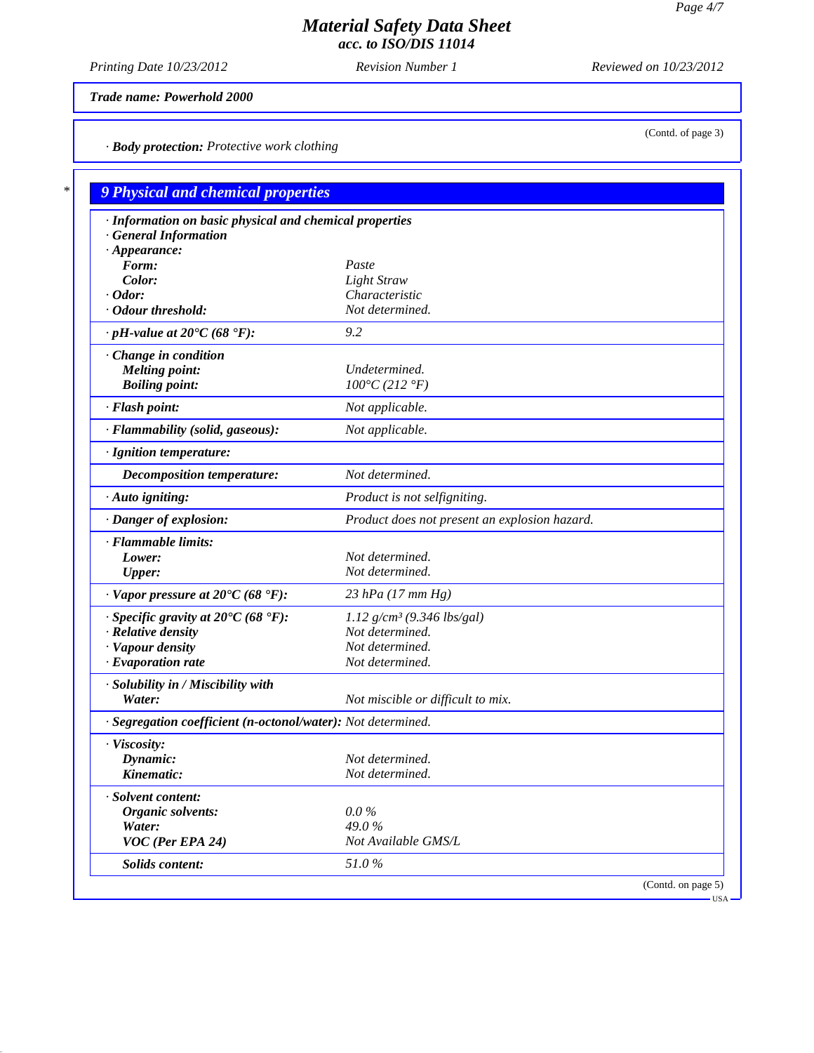**Material Safety Data Sheet**
*acc. to ISO/DIS 11014*

Printing Date 10/23/2012 | Revision Number 1 | Reviewed on 10/23/2012

**Trade name: Powerhold 2000**

(Contd. of page 3)

· **Body protection:** Protective work clothing

## 9 Physical and chemical properties

· **Information on basic physical and chemical properties**
· **General Information**

| Property | Value |
|---|---|
| · **Appearance:** | |
| **Form:** | Paste |
| **Color:** | Light Straw |
| · **Odor:** | Characteristic |
| · **Odour threshold:** | Not determined. |
| · **pH-value at 20°C (68 °F):** | 9.2 |
| · **Change in condition** | |
| **Melting point:** | Undetermined. |
| **Boiling point:** | 100°C (212 °F) |
| · **Flash point:** | Not applicable. |
| · **Flammability (solid, gaseous):** | Not applicable. |
| · **Ignition temperature:** | |
| **Decomposition temperature:** | Not determined. |
| · **Auto igniting:** | Product is not selfigniting. |
| · **Danger of explosion:** | Product does not present an explosion hazard. |
| · **Flammable limits:** | |
| **Lower:** | Not determined. |
| **Upper:** | Not determined. |
| · **Vapor pressure at 20°C (68 °F):** | 23 hPa (17 mm Hg) |
| · **Specific gravity at 20°C (68 °F):** | 1.12 g/cm³ (9.346 lbs/gal) |
| · **Relative density** | Not determined. |
| · **Vapour density** | Not determined. |
| · **Evaporation rate** | Not determined. |
| · **Solubility in / Miscibility with** | |
| **Water:** | Not miscible or difficult to mix. |
| · **Segregation coefficient (n-octonol/water):** | Not determined. |
| · **Viscosity:** | |
| **Dynamic:** | Not determined. |
| **Kinematic:** | Not determined. |
| · **Solvent content:** | |
| **Organic solvents:** | 0.0 % |
| **Water:** | 49.0 % |
| **VOC (Per EPA 24)** | Not Available GMS/L |
| **Solids content:** | 51.0 % |

(Contd. on page 5)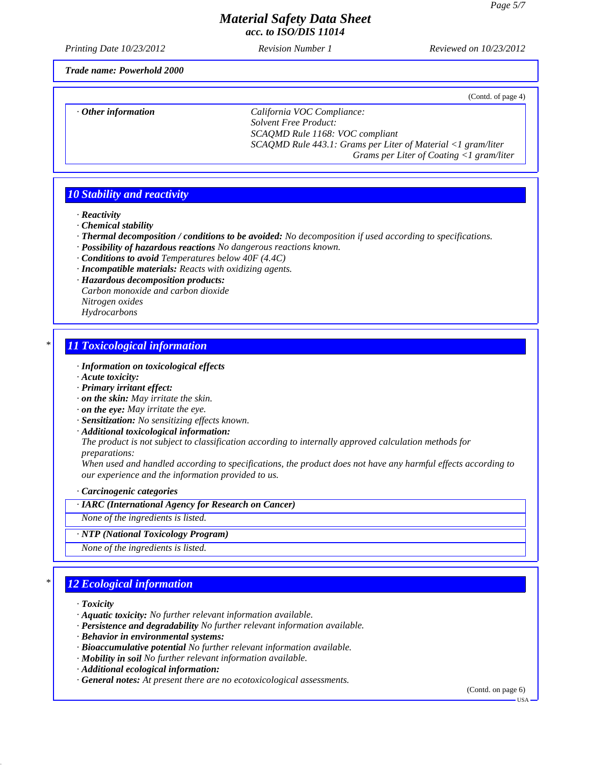**Trade name: Powerhold 2000**

(Contd. of page 4)

| · Other information | California VOC Compliance: Solvent Free Product: SCAQMD Rule 1168: VOC compliant SCAQMD Rule 443.1: Grams per Liter of Material <1 gram/liter Grams per Liter of Coating <1 gram/liter |
|---|---|

## 10 Stability and reactivity

- · **Reactivity**
- · **Chemical stability**
- · **Thermal decomposition / conditions to be avoided:** No decomposition if used according to specifications.
- · **Possibility of hazardous reactions** No dangerous reactions known.
- · **Conditions to avoid** Temperatures below 40F (4.4C)
- · **Incompatible materials:** Reacts with oxidizing agents.
- · **Hazardous decomposition products:**
  Carbon monoxide and carbon dioxide
  Nitrogen oxides
  Hydrocarbons

## * 11 Toxicological information

- · **Information on toxicological effects**
- · **Acute toxicity:**
- · **Primary irritant effect:**
- · **on the skin:** May irritate the skin.
- · **on the eye:** May irritate the eye.
- · **Sensitization:** No sensitizing effects known.
- · **Additional toxicological information:**
  The product is not subject to classification according to internally approved calculation methods for preparations:
  When used and handled according to specifications, the product does not have any harmful effects according to our experience and the information provided to us.

- · **Carcinogenic categories**

| · IARC (International Agency for Research on Cancer) |
|---|
| None of the ingredients is listed. |

| · NTP (National Toxicology Program) |
|---|
| None of the ingredients is listed. |

## * 12 Ecological information

- · **Toxicity**
- · **Aquatic toxicity:** No further relevant information available.
- · **Persistence and degradability** No further relevant information available.
- · **Behavior in environmental systems:**
- · **Bioaccumulative potential** No further relevant information available.
- · **Mobility in soil** No further relevant information available.
- · **Additional ecological information:**
- · **General notes:** At present there are no ecotoxicological assessments.

(Contd. on page 6)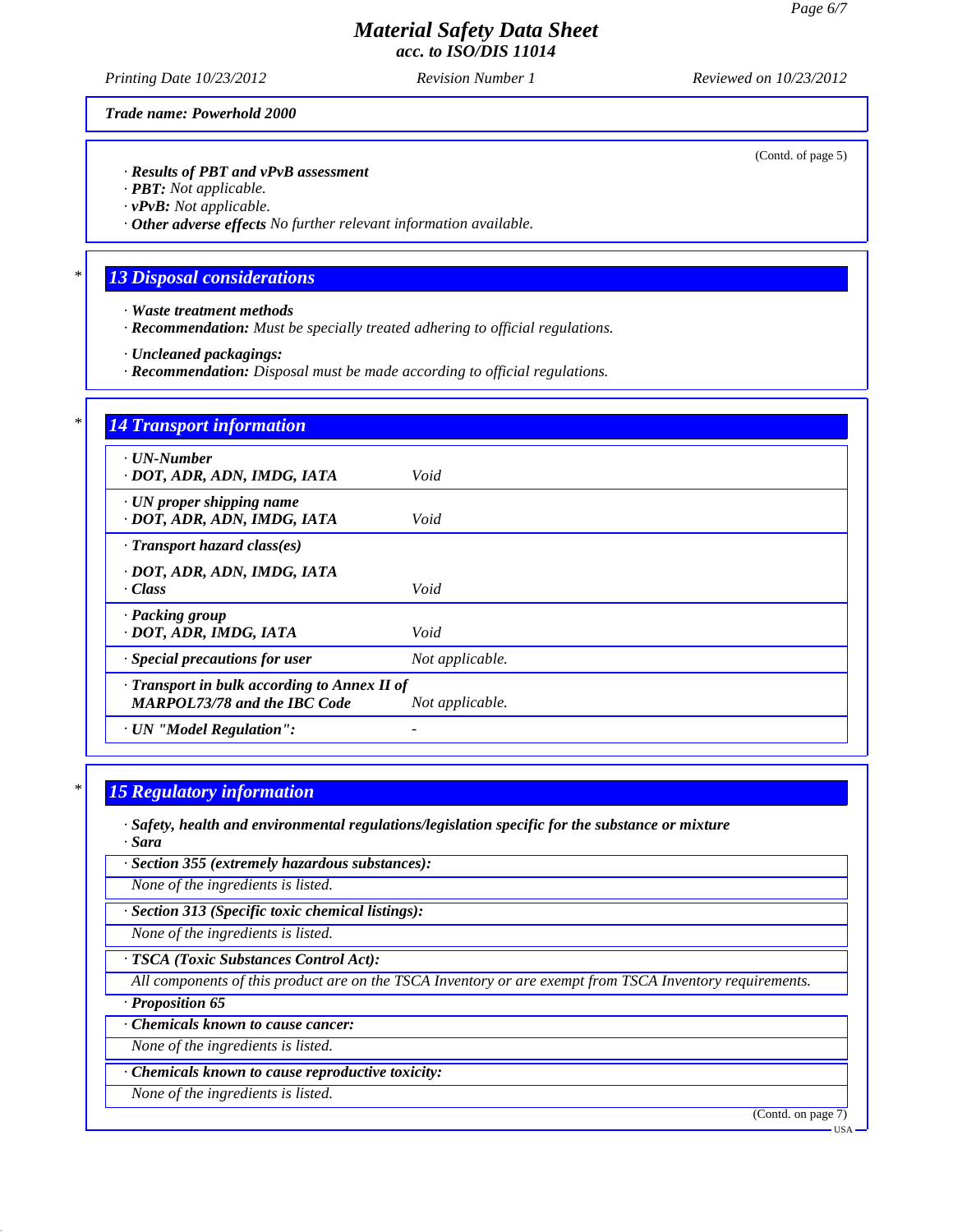Trade name: Powerhold 2000

(Contd. of page 5)

· **Results of PBT and vPvB assessment**
· **PBT:** Not applicable.
· **vPvB:** Not applicable.
· **Other adverse effects** No further relevant information available.

## 13 Disposal considerations

· **Waste treatment methods**
· **Recommendation:** Must be specially treated adhering to official regulations.

· **Uncleaned packagings:**
· **Recommendation:** Disposal must be made according to official regulations.

## 14 Transport information

| | |
|---|---|
| · **UN-Number**<br>· **DOT, ADR, ADN, IMDG, IATA** | Void |
| · **UN proper shipping name**<br>· **DOT, ADR, ADN, IMDG, IATA** | Void |
| · **Transport hazard class(es)**<br>· **DOT, ADR, ADN, IMDG, IATA**<br>· **Class** | Void |
| · **Packing group**<br>· **DOT, ADR, IMDG, IATA** | Void |
| · **Special precautions for user** | Not applicable. |
| · **Transport in bulk according to Annex II of MARPOL73/78 and the IBC Code** | Not applicable. |
| · **UN "Model Regulation":** | - |

## 15 Regulatory information

· **Safety, health and environmental regulations/legislation specific for the substance or mixture**
· **Sara**

· **Section 355 (extremely hazardous substances):**
None of the ingredients is listed.

· **Section 313 (Specific toxic chemical listings):**
None of the ingredients is listed.

· **TSCA (Toxic Substances Control Act):**
All components of this product are on the TSCA Inventory or are exempt from TSCA Inventory requirements.

· **Proposition 65**

· **Chemicals known to cause cancer:**
None of the ingredients is listed.

· **Chemicals known to cause reproductive toxicity:**
None of the ingredients is listed.

(Contd. on page 7)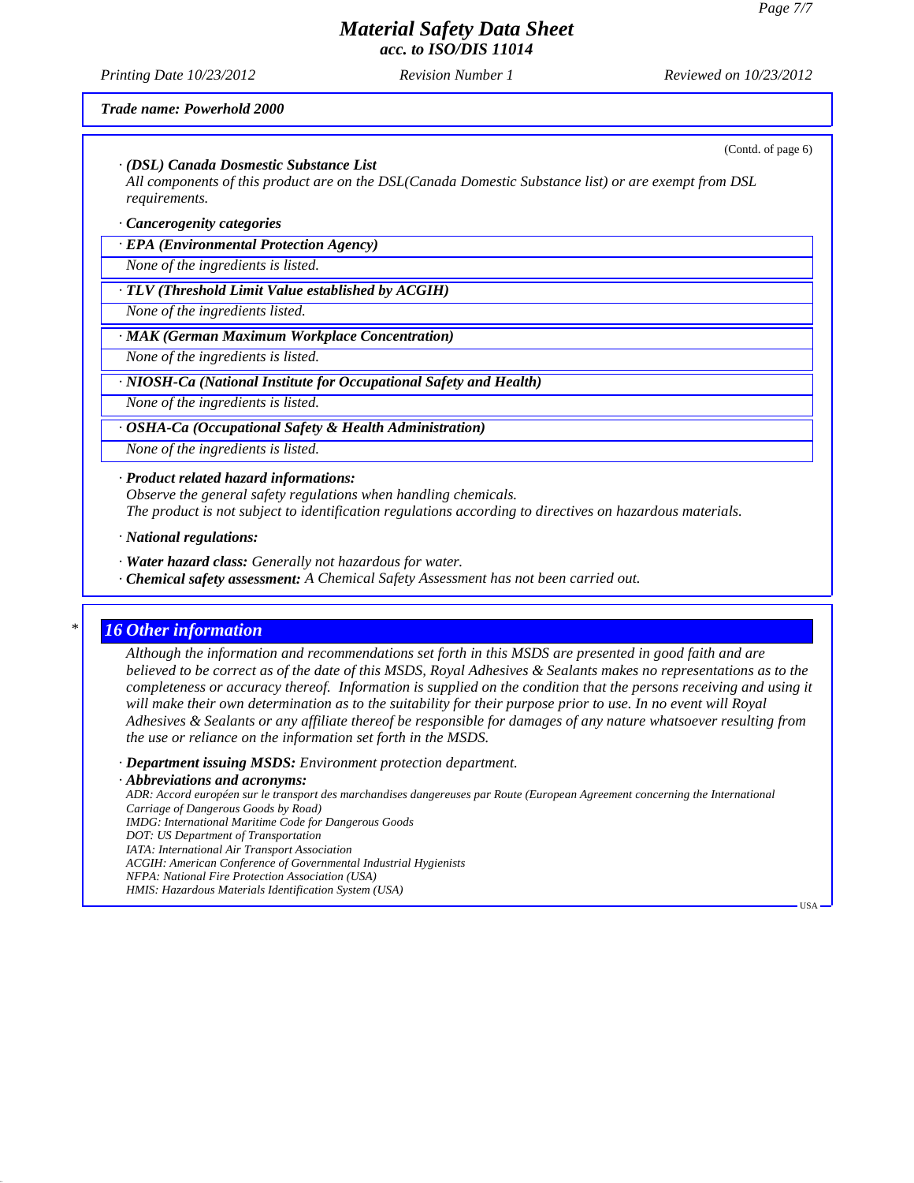(Contd. of page 6)

· ***(DSL) Canada Dosmestic Substance List***
*All components of this product are on the DSL(Canada Domestic Substance list) or are exempt from DSL requirements.*

· ***Cancerogenity categories***

· ***EPA (Environmental Protection Agency)***
*None of the ingredients is listed.*

· ***TLV (Threshold Limit Value established by ACGIH)***
*None of the ingredients listed.*

· ***MAK (German Maximum Workplace Concentration)***
*None of the ingredients is listed.*

· ***NIOSH-Ca (National Institute for Occupational Safety and Health)***
*None of the ingredients is listed.*

· ***OSHA-Ca (Occupational Safety & Health Administration)***
*None of the ingredients is listed.*

· ***Product related hazard informations:***
*Observe the general safety regulations when handling chemicals.*
*The product is not subject to identification regulations according to directives on hazardous materials.*

· ***National regulations:***

· ***Water hazard class:*** *Generally not hazardous for water.*
· ***Chemical safety assessment:*** *A Chemical Safety Assessment has not been carried out.*

## * 16 Other information

*Although the information and recommendations set forth in this MSDS are presented in good faith and are believed to be correct as of the date of this MSDS, Royal Adhesives & Sealants makes no representations as to the completeness or accuracy thereof. Information is supplied on the condition that the persons receiving and using it will make their own determination as to the suitability for their purpose prior to use. In no event will Royal Adhesives & Sealants or any affiliate thereof be responsible for damages of any nature whatsoever resulting from the use or reliance on the information set forth in the MSDS.*

· ***Department issuing MSDS:*** *Environment protection department.*

· ***Abbreviations and acronyms:***
*ADR: Accord européen sur le transport des marchandises dangereuses par Route (European Agreement concerning the International Carriage of Dangerous Goods by Road)*
*IMDG: International Maritime Code for Dangerous Goods*
*DOT: US Department of Transportation*
*IATA: International Air Transport Association*
*ACGIH: American Conference of Governmental Industrial Hygienists*
*NFPA: National Fire Protection Association (USA)*
*HMIS: Hazardous Materials Identification System (USA)*